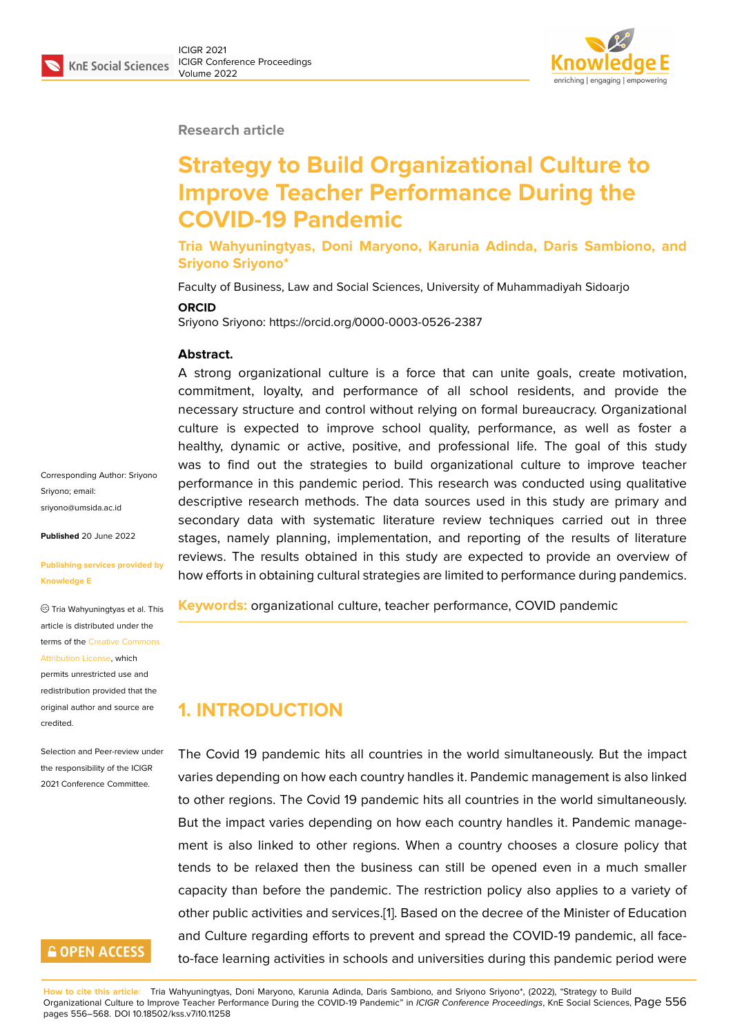Research article

# Strategy to Build Organizational Culture to Improve Teacher Performance During the COVID-19 Pandemic

**Tria Wahyuningtyas, Doni Maryono, Karunia Adinda, Daris Sambiono, and Sriyono Sriyono***

Faculty of Business, Law and Social Sciences, University of Muhammadiyah Sidoarjo

**ORCID**

Sriyono Sriyono: https://orcid.org/0000-0003-0526-2387

Corresponding Author: Sriyono Sriyono; email: sriyono@umsida.ac.id

**Published** 20 June 2022

**Publishing services provided by Knowledge E**

© Tria Wahyuningtyas et al. This article is distributed under the terms of the Creative Commons Attribution License, which permits unrestricted use and redistribution provided that the original author and source are credited.

Selection and Peer-review under the responsibility of the ICIGR 2021 Conference Committee.

**Abstract.**

A strong organizational culture is a force that can unite goals, create motivation, commitment, loyalty, and performance of all school residents, and provide the necessary structure and control without relying on formal bureaucracy. Organizational culture is expected to improve school quality, performance, as well as foster a healthy, dynamic or active, positive, and professional life. The goal of this study was to find out the strategies to build organizational culture to improve teacher performance in this pandemic period. This research was conducted using qualitative descriptive research methods. The data sources used in this study are primary and secondary data with systematic literature review techniques carried out in three stages, namely planning, implementation, and reporting of the results of literature reviews. The results obtained in this study are expected to provide an overview of how efforts in obtaining cultural strategies are limited to performance during pandemics.

**Keywords:** organizational culture, teacher performance, COVID pandemic

## 1. INTRODUCTION

The Covid 19 pandemic hits all countries in the world simultaneously. But the impact varies depending on how each country handles it. Pandemic management is also linked to other regions. The Covid 19 pandemic hits all countries in the world simultaneously. But the impact varies depending on how each country handles it. Pandemic management is also linked to other regions. When a country chooses a closure policy that tends to be relaxed then the business can still be opened even in a much smaller capacity than before the pandemic. The restriction policy also applies to a variety of other public activities and services.[1]. Based on the decree of the Minister of Education and Culture regarding efforts to prevent and spread the COVID-19 pandemic, all face-to-face learning activities in schools and universities during this pandemic period were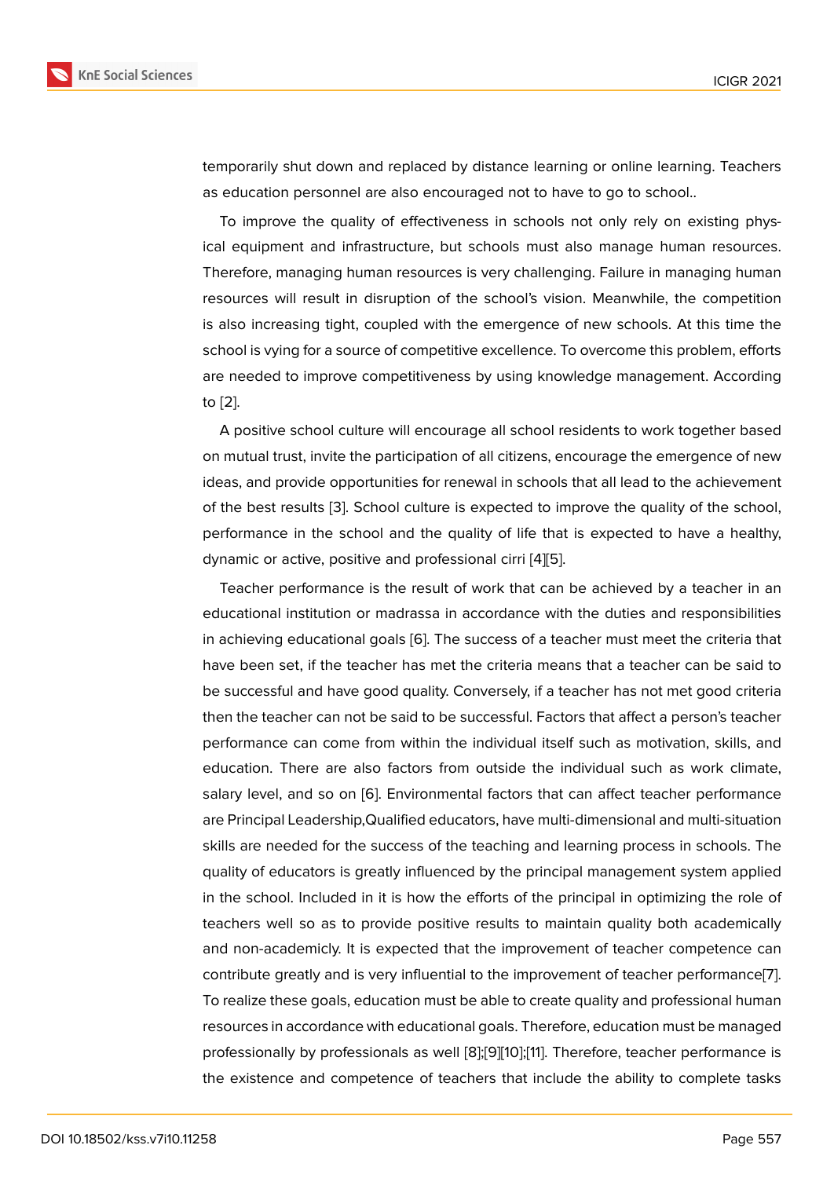temporarily shut down and replaced by distance learning or online learning. Teachers as education personnel are also encouraged not to have to go to school..

To improve the quality of effectiveness in schools not only rely on existing physical equipment and infrastructure, but schools must also manage human resources. Therefore, managing human resources is very challenging. Failure in managing human resources will result in disruption of the school's vision. Meanwhile, the competition is also increasing tight, coupled with the emergence of new schools. At this time the school is vying for a source of competitive excellence. To overcome this problem, efforts are needed to improve competitiveness by using knowledge management. According to [2].

A positive school culture will encourage all school residents to work together based on mutual trust, invite the participation of all citizens, encourage the emergence of new ideas, and provide opportunities for renewal in schools that all lead to the achievement of the best results [3]. School culture is expected to improve the quality of the school, performance in the school and the quality of life that is expected to have a healthy, dynamic or active, positive and professional cirri [4][5].

Teacher performance is the result of work that can be achieved by a teacher in an educational institution or madrassa in accordance with the duties and responsibilities in achieving educational goals [6]. The success of a teacher must meet the criteria that have been set, if the teacher has met the criteria means that a teacher can be said to be successful and have good quality. Conversely, if a teacher has not met good criteria then the teacher can not be said to be successful. Factors that affect a person's teacher performance can come from within the individual itself such as motivation, skills, and education. There are also factors from outside the individual such as work climate, salary level, and so on [6]. Environmental factors that can affect teacher performance are Principal Leadership,Qualified educators, have multi-dimensional and multi-situation skills are needed for the success of the teaching and learning process in schools. The quality of educators is greatly influenced by the principal management system applied in the school. Included in it is how the efforts of the principal in optimizing the role of teachers well so as to provide positive results to maintain quality both academically and non-academicly. It is expected that the improvement of teacher competence can contribute greatly and is very influential to the improvement of teacher performance[7]. To realize these goals, education must be able to create quality and professional human resources in accordance with educational goals. Therefore, education must be managed professionally by professionals as well [8];[9][10];[11]. Therefore, teacher performance is the existence and competence of teachers that include the ability to complete tasks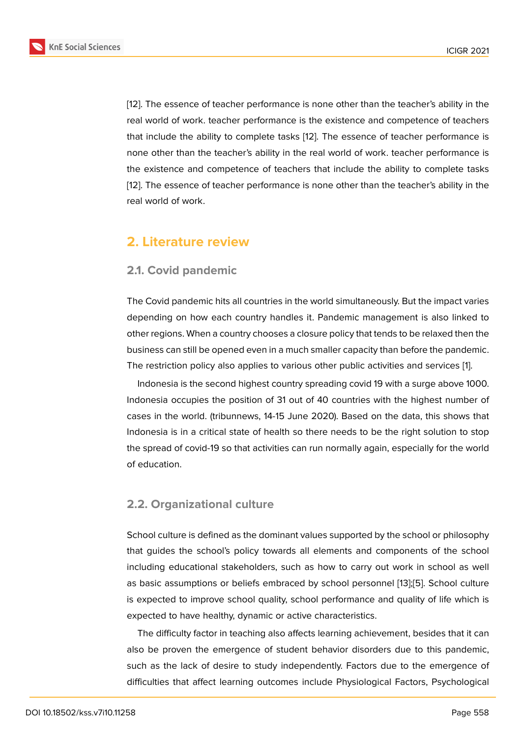[12]. The essence of teacher performance is none other than the teacher's ability in the real world of work. teacher performance is the existence and competence of teachers that include the ability to complete tasks [12]. The essence of teacher performance is none other than the teacher's ability in the real world of work. teacher performance is the existence and competence of teachers that include the ability to complete tasks [12]. The essence of teacher performance is none other than the teacher's ability in the real world of work.

## 2. Literature review

### 2.1. Covid pandemic

The Covid pandemic hits all countries in the world simultaneously. But the impact varies depending on how each country handles it. Pandemic management is also linked to other regions. When a country chooses a closure policy that tends to be relaxed then the business can still be opened even in a much smaller capacity than before the pandemic. The restriction policy also applies to various other public activities and services [1].

Indonesia is the second highest country spreading covid 19 with a surge above 1000. Indonesia occupies the position of 31 out of 40 countries with the highest number of cases in the world. (tribunnews, 14-15 June 2020). Based on the data, this shows that Indonesia is in a critical state of health so there needs to be the right solution to stop the spread of covid-19 so that activities can run normally again, especially for the world of education.

### 2.2. Organizational culture

School culture is defined as the dominant values supported by the school or philosophy that guides the school's policy towards all elements and components of the school including educational stakeholders, such as how to carry out work in school as well as basic assumptions or beliefs embraced by school personnel [13];[5]. School culture is expected to improve school quality, school performance and quality of life which is expected to have healthy, dynamic or active characteristics.

The difficulty factor in teaching also affects learning achievement, besides that it can also be proven the emergence of student behavior disorders due to this pandemic, such as the lack of desire to study independently. Factors due to the emergence of difficulties that affect learning outcomes include Physiological Factors, Psychological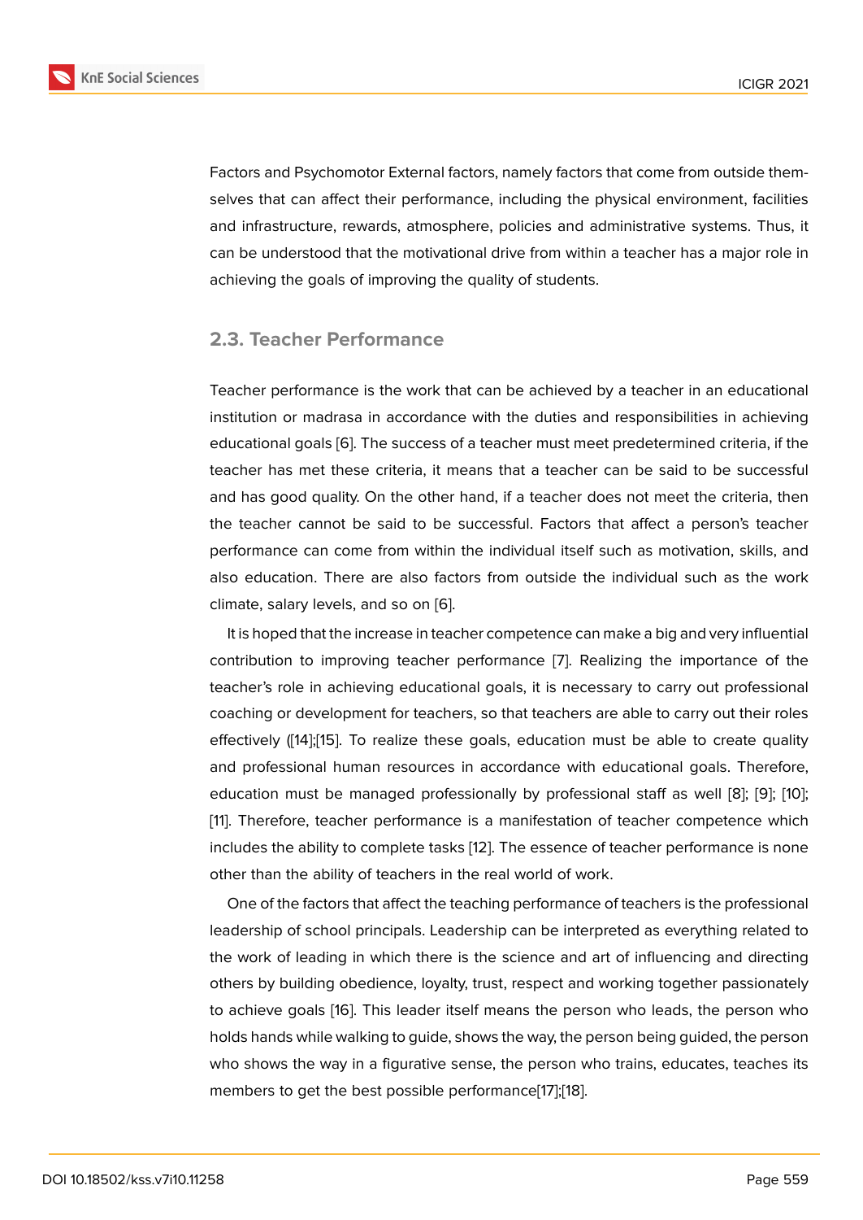Factors and Psychomotor External factors, namely factors that come from outside themselves that can affect their performance, including the physical environment, facilities and infrastructure, rewards, atmosphere, policies and administrative systems. Thus, it can be understood that the motivational drive from within a teacher has a major role in achieving the goals of improving the quality of students.

## 2.3. Teacher Performance

Teacher performance is the work that can be achieved by a teacher in an educational institution or madrasa in accordance with the duties and responsibilities in achieving educational goals [6]. The success of a teacher must meet predetermined criteria, if the teacher has met these criteria, it means that a teacher can be said to be successful and has good quality. On the other hand, if a teacher does not meet the criteria, then the teacher cannot be said to be successful. Factors that affect a person's teacher performance can come from within the individual itself such as motivation, skills, and also education. There are also factors from outside the individual such as the work climate, salary levels, and so on [6].

It is hoped that the increase in teacher competence can make a big and very influential contribution to improving teacher performance [7]. Realizing the importance of the teacher's role in achieving educational goals, it is necessary to carry out professional coaching or development for teachers, so that teachers are able to carry out their roles effectively ([14];[15]. To realize these goals, education must be able to create quality and professional human resources in accordance with educational goals. Therefore, education must be managed professionally by professional staff as well [8]; [9]; [10]; [11]. Therefore, teacher performance is a manifestation of teacher competence which includes the ability to complete tasks [12]. The essence of teacher performance is none other than the ability of teachers in the real world of work.

One of the factors that affect the teaching performance of teachers is the professional leadership of school principals. Leadership can be interpreted as everything related to the work of leading in which there is the science and art of influencing and directing others by building obedience, loyalty, trust, respect and working together passionately to achieve goals [16]. This leader itself means the person who leads, the person who holds hands while walking to guide, shows the way, the person being guided, the person who shows the way in a figurative sense, the person who trains, educates, teaches its members to get the best possible performance[17];[18].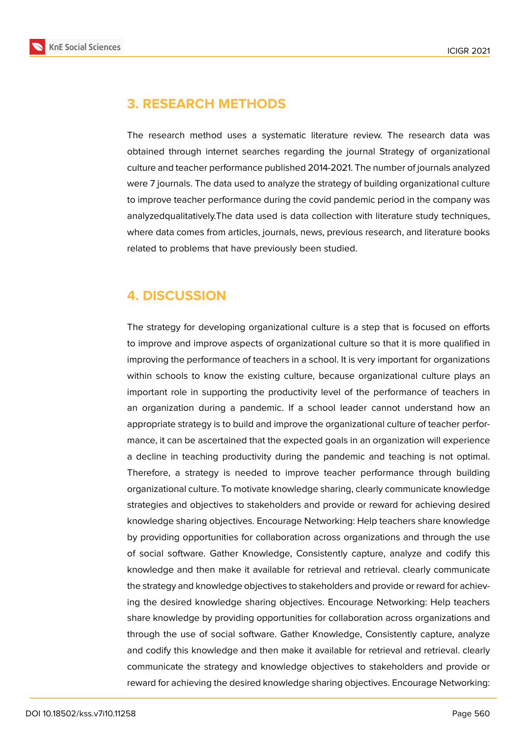## 3. RESEARCH METHODS

The research method uses a systematic literature review. The research data was obtained through internet searches regarding the journal Strategy of organizational culture and teacher performance published 2014-2021. The number of journals analyzed were 7 journals. The data used to analyze the strategy of building organizational culture to improve teacher performance during the covid pandemic period in the company was analyzedqualitatively.The data used is data collection with literature study techniques, where data comes from articles, journals, news, previous research, and literature books related to problems that have previously been studied.

## 4. DISCUSSION

The strategy for developing organizational culture is a step that is focused on efforts to improve and improve aspects of organizational culture so that it is more qualified in improving the performance of teachers in a school. It is very important for organizations within schools to know the existing culture, because organizational culture plays an important role in supporting the productivity level of the performance of teachers in an organization during a pandemic. If a school leader cannot understand how an appropriate strategy is to build and improve the organizational culture of teacher performance, it can be ascertained that the expected goals in an organization will experience a decline in teaching productivity during the pandemic and teaching is not optimal. Therefore, a strategy is needed to improve teacher performance through building organizational culture. To motivate knowledge sharing, clearly communicate knowledge strategies and objectives to stakeholders and provide or reward for achieving desired knowledge sharing objectives. Encourage Networking: Help teachers share knowledge by providing opportunities for collaboration across organizations and through the use of social software. Gather Knowledge, Consistently capture, analyze and codify this knowledge and then make it available for retrieval and retrieval. clearly communicate the strategy and knowledge objectives to stakeholders and provide or reward for achieving the desired knowledge sharing objectives. Encourage Networking: Help teachers share knowledge by providing opportunities for collaboration across organizations and through the use of social software. Gather Knowledge, Consistently capture, analyze and codify this knowledge and then make it available for retrieval and retrieval. clearly communicate the strategy and knowledge objectives to stakeholders and provide or reward for achieving the desired knowledge sharing objectives. Encourage Networking: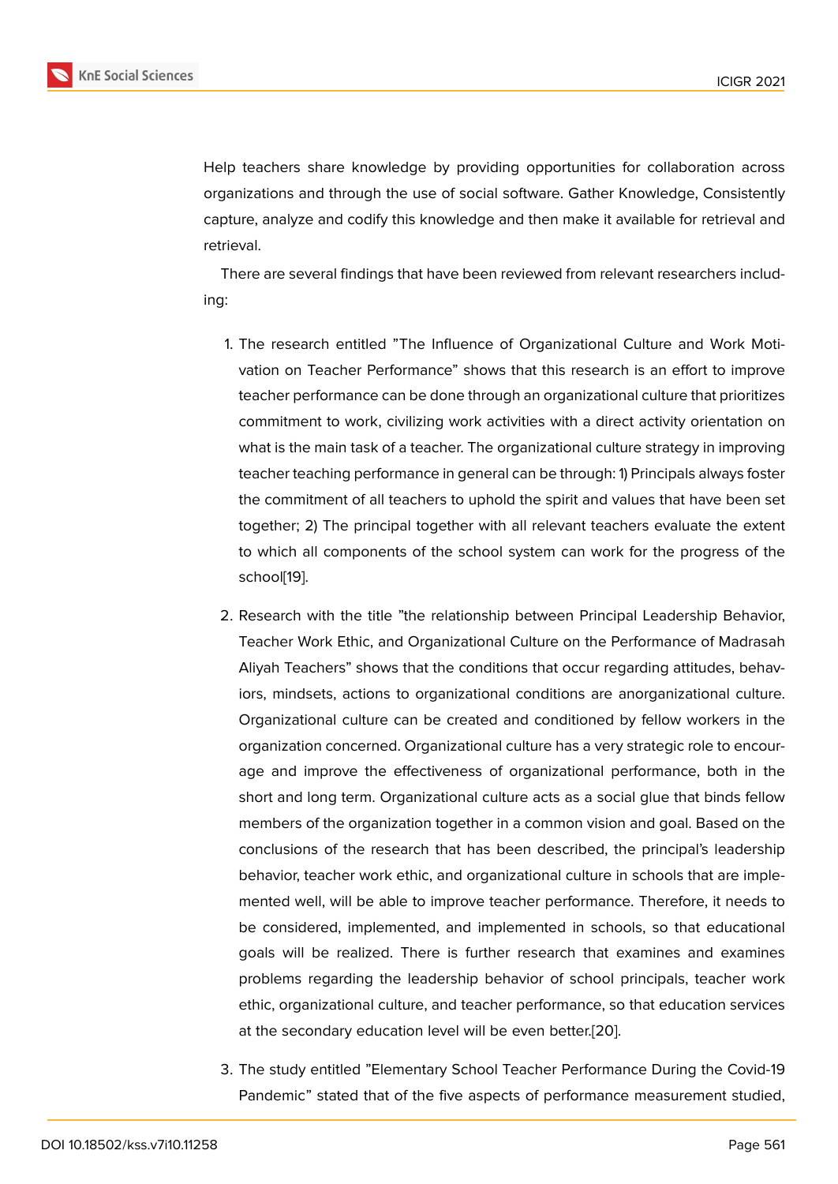Help teachers share knowledge by providing opportunities for collaboration across organizations and through the use of social software. Gather Knowledge, Consistently capture, analyze and codify this knowledge and then make it available for retrieval and retrieval.

There are several findings that have been reviewed from relevant researchers including:

1. The research entitled "The Influence of Organizational Culture and Work Motivation on Teacher Performance" shows that this research is an effort to improve teacher performance can be done through an organizational culture that prioritizes commitment to work, civilizing work activities with a direct activity orientation on what is the main task of a teacher. The organizational culture strategy in improving teacher teaching performance in general can be through: 1) Principals always foster the commitment of all teachers to uphold the spirit and values that have been set together; 2) The principal together with all relevant teachers evaluate the extent to which all components of the school system can work for the progress of the school[19].

2. Research with the title "the relationship between Principal Leadership Behavior, Teacher Work Ethic, and Organizational Culture on the Performance of Madrasah Aliyah Teachers" shows that the conditions that occur regarding attitudes, behaviors, mindsets, actions to organizational conditions are anorganizational culture. Organizational culture can be created and conditioned by fellow workers in the organization concerned. Organizational culture has a very strategic role to encourage and improve the effectiveness of organizational performance, both in the short and long term. Organizational culture acts as a social glue that binds fellow members of the organization together in a common vision and goal. Based on the conclusions of the research that has been described, the principal's leadership behavior, teacher work ethic, and organizational culture in schools that are implemented well, will be able to improve teacher performance. Therefore, it needs to be considered, implemented, and implemented in schools, so that educational goals will be realized. There is further research that examines and examines problems regarding the leadership behavior of school principals, teacher work ethic, organizational culture, and teacher performance, so that education services at the secondary education level will be even better.[20].

3. The study entitled "Elementary School Teacher Performance During the Covid-19 Pandemic" stated that of the five aspects of performance measurement studied,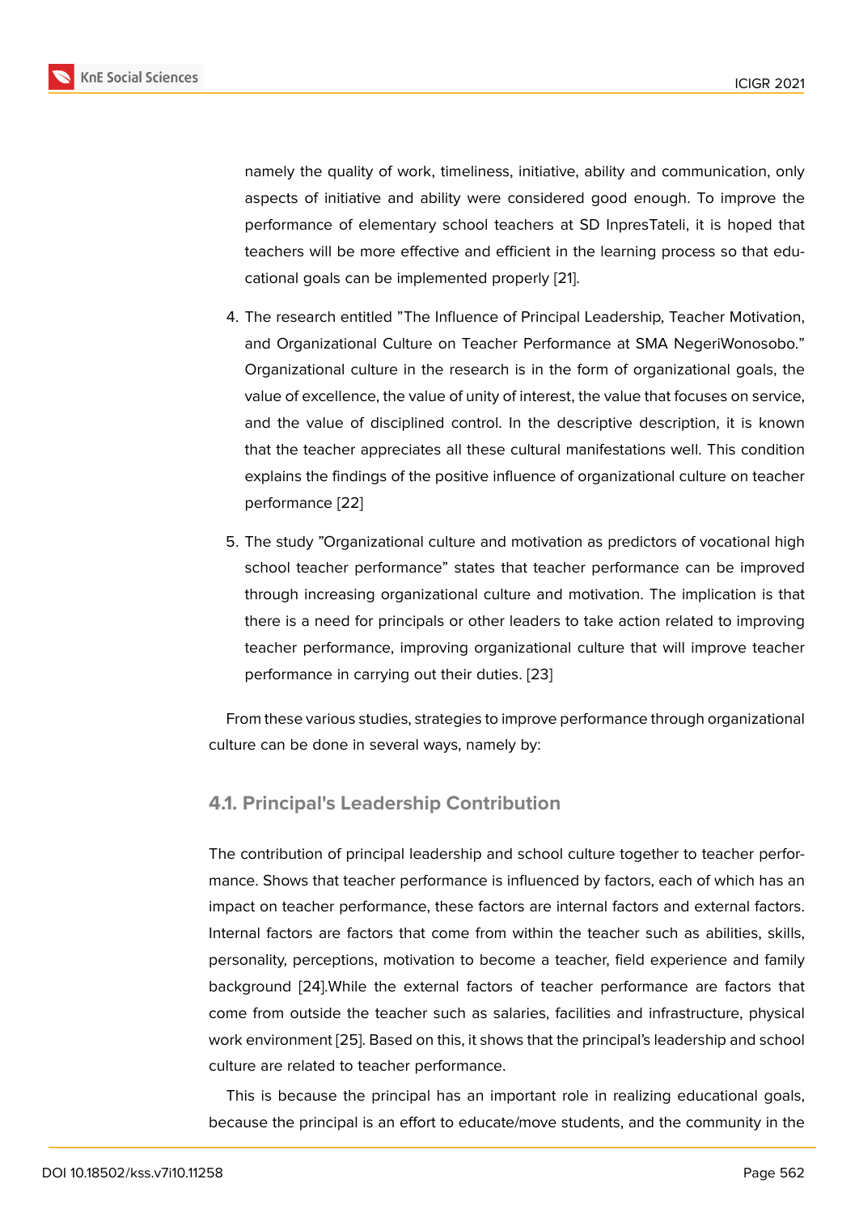namely the quality of work, timeliness, initiative, ability and communication, only aspects of initiative and ability were considered good enough. To improve the performance of elementary school teachers at SD InpresTateli, it is hoped that teachers will be more effective and efficient in the learning process so that educational goals can be implemented properly [21].

4. The research entitled "The Influence of Principal Leadership, Teacher Motivation, and Organizational Culture on Teacher Performance at SMA NegeriWonosobo." Organizational culture in the research is in the form of organizational goals, the value of excellence, the value of unity of interest, the value that focuses on service, and the value of disciplined control. In the descriptive description, it is known that the teacher appreciates all these cultural manifestations well. This condition explains the findings of the positive influence of organizational culture on teacher performance [22]

5. The study "Organizational culture and motivation as predictors of vocational high school teacher performance" states that teacher performance can be improved through increasing organizational culture and motivation. The implication is that there is a need for principals or other leaders to take action related to improving teacher performance, improving organizational culture that will improve teacher performance in carrying out their duties. [23]

From these various studies, strategies to improve performance through organizational culture can be done in several ways, namely by:

### 4.1. Principal's Leadership Contribution

The contribution of principal leadership and school culture together to teacher performance. Shows that teacher performance is influenced by factors, each of which has an impact on teacher performance, these factors are internal factors and external factors. Internal factors are factors that come from within the teacher such as abilities, skills, personality, perceptions, motivation to become a teacher, field experience and family background [24].While the external factors of teacher performance are factors that come from outside the teacher such as salaries, facilities and infrastructure, physical work environment [25]. Based on this, it shows that the principal's leadership and school culture are related to teacher performance.

This is because the principal has an important role in realizing educational goals, because the principal is an effort to educate/move students, and the community in the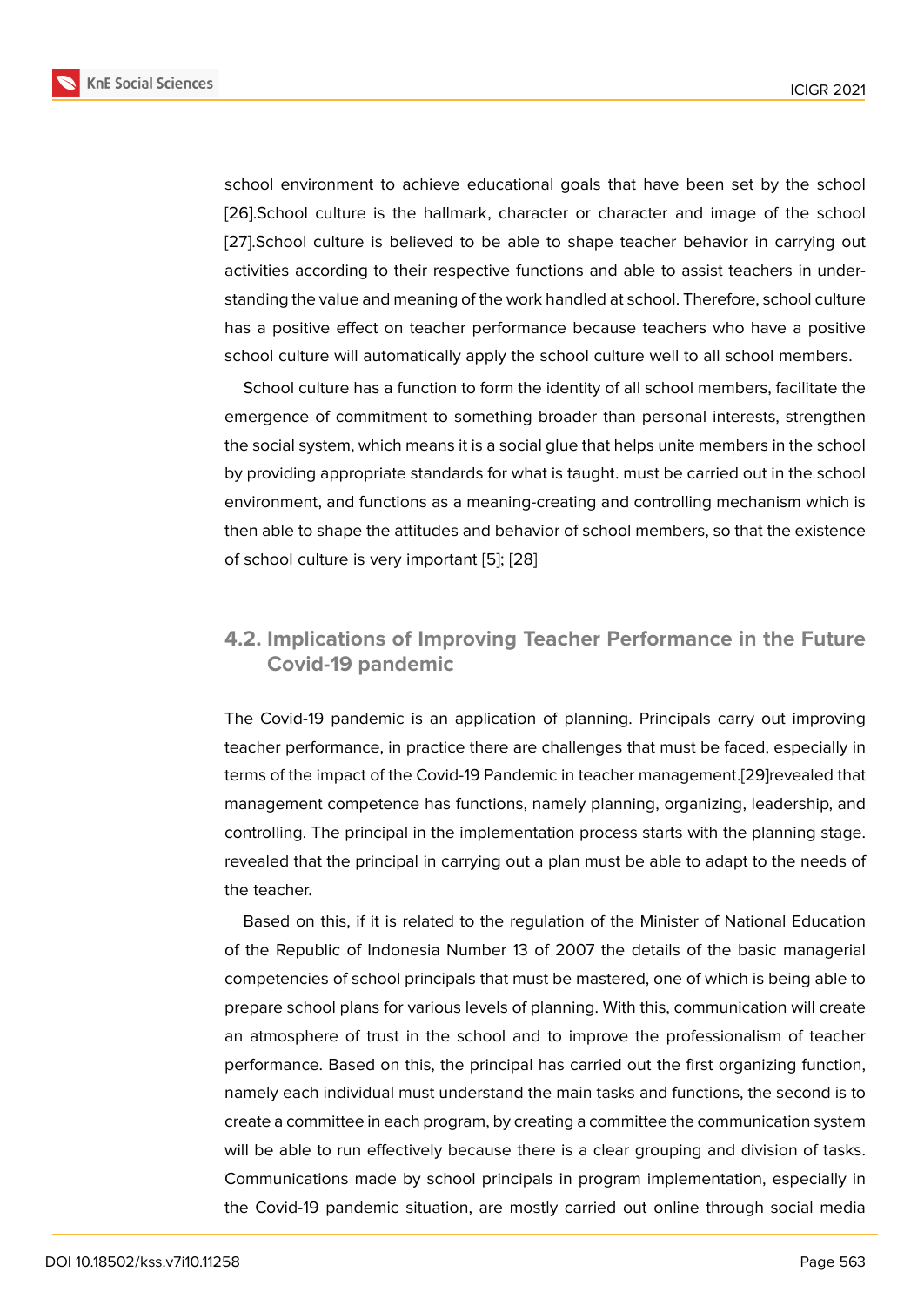school environment to achieve educational goals that have been set by the school [26].School culture is the hallmark, character or character and image of the school [27].School culture is believed to be able to shape teacher behavior in carrying out activities according to their respective functions and able to assist teachers in understanding the value and meaning of the work handled at school. Therefore, school culture has a positive effect on teacher performance because teachers who have a positive school culture will automatically apply the school culture well to all school members.

School culture has a function to form the identity of all school members, facilitate the emergence of commitment to something broader than personal interests, strengthen the social system, which means it is a social glue that helps unite members in the school by providing appropriate standards for what is taught. must be carried out in the school environment, and functions as a meaning-creating and controlling mechanism which is then able to shape the attitudes and behavior of school members, so that the existence of school culture is very important [5]; [28]

## 4.2. Implications of Improving Teacher Performance in the Future Covid-19 pandemic

The Covid-19 pandemic is an application of planning. Principals carry out improving teacher performance, in practice there are challenges that must be faced, especially in terms of the impact of the Covid-19 Pandemic in teacher management.[29]revealed that management competence has functions, namely planning, organizing, leadership, and controlling. The principal in the implementation process starts with the planning stage. revealed that the principal in carrying out a plan must be able to adapt to the needs of the teacher.

Based on this, if it is related to the regulation of the Minister of National Education of the Republic of Indonesia Number 13 of 2007 the details of the basic managerial competencies of school principals that must be mastered, one of which is being able to prepare school plans for various levels of planning. With this, communication will create an atmosphere of trust in the school and to improve the professionalism of teacher performance. Based on this, the principal has carried out the first organizing function, namely each individual must understand the main tasks and functions, the second is to create a committee in each program, by creating a committee the communication system will be able to run effectively because there is a clear grouping and division of tasks. Communications made by school principals in program implementation, especially in the Covid-19 pandemic situation, are mostly carried out online through social media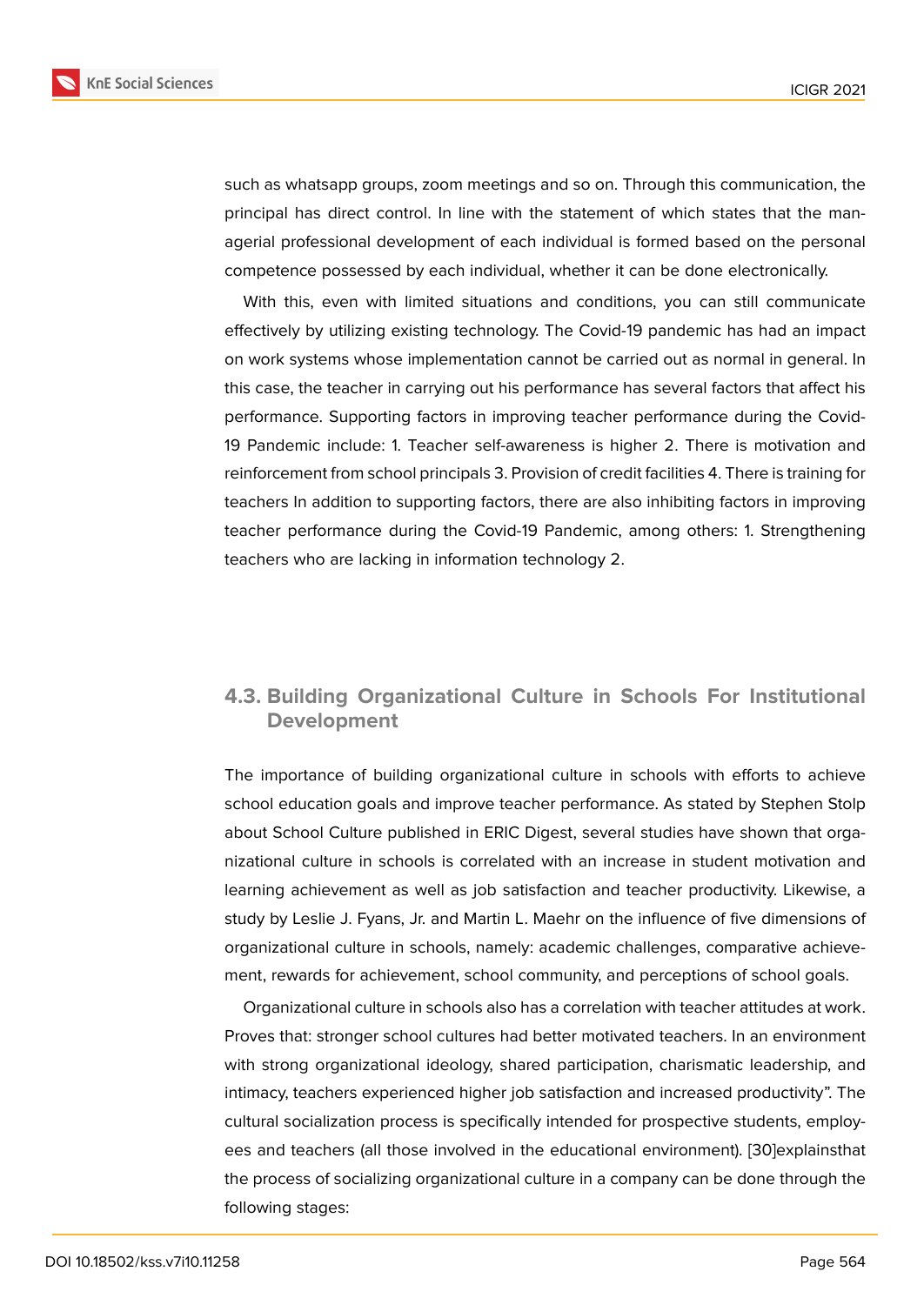such as whatsapp groups, zoom meetings and so on. Through this communication, the principal has direct control. In line with the statement of which states that the managerial professional development of each individual is formed based on the personal competence possessed by each individual, whether it can be done electronically.

With this, even with limited situations and conditions, you can still communicate effectively by utilizing existing technology. The Covid-19 pandemic has had an impact on work systems whose implementation cannot be carried out as normal in general. In this case, the teacher in carrying out his performance has several factors that affect his performance. Supporting factors in improving teacher performance during the Covid-19 Pandemic include: 1. Teacher self-awareness is higher 2. There is motivation and reinforcement from school principals 3. Provision of credit facilities 4. There is training for teachers In addition to supporting factors, there are also inhibiting factors in improving teacher performance during the Covid-19 Pandemic, among others: 1. Strengthening teachers who are lacking in information technology 2.

### 4.3. Building Organizational Culture in Schools For Institutional Development

The importance of building organizational culture in schools with efforts to achieve school education goals and improve teacher performance. As stated by Stephen Stolp about School Culture published in ERIC Digest, several studies have shown that organizational culture in schools is correlated with an increase in student motivation and learning achievement as well as job satisfaction and teacher productivity. Likewise, a study by Leslie J. Fyans, Jr. and Martin L. Maehr on the influence of five dimensions of organizational culture in schools, namely: academic challenges, comparative achievement, rewards for achievement, school community, and perceptions of school goals.

Organizational culture in schools also has a correlation with teacher attitudes at work. Proves that: stronger school cultures had better motivated teachers. In an environment with strong organizational ideology, shared participation, charismatic leadership, and intimacy, teachers experienced higher job satisfaction and increased productivity". The cultural socialization process is specifically intended for prospective students, employees and teachers (all those involved in the educational environment). [30]explainsthat the process of socializing organizational culture in a company can be done through the following stages: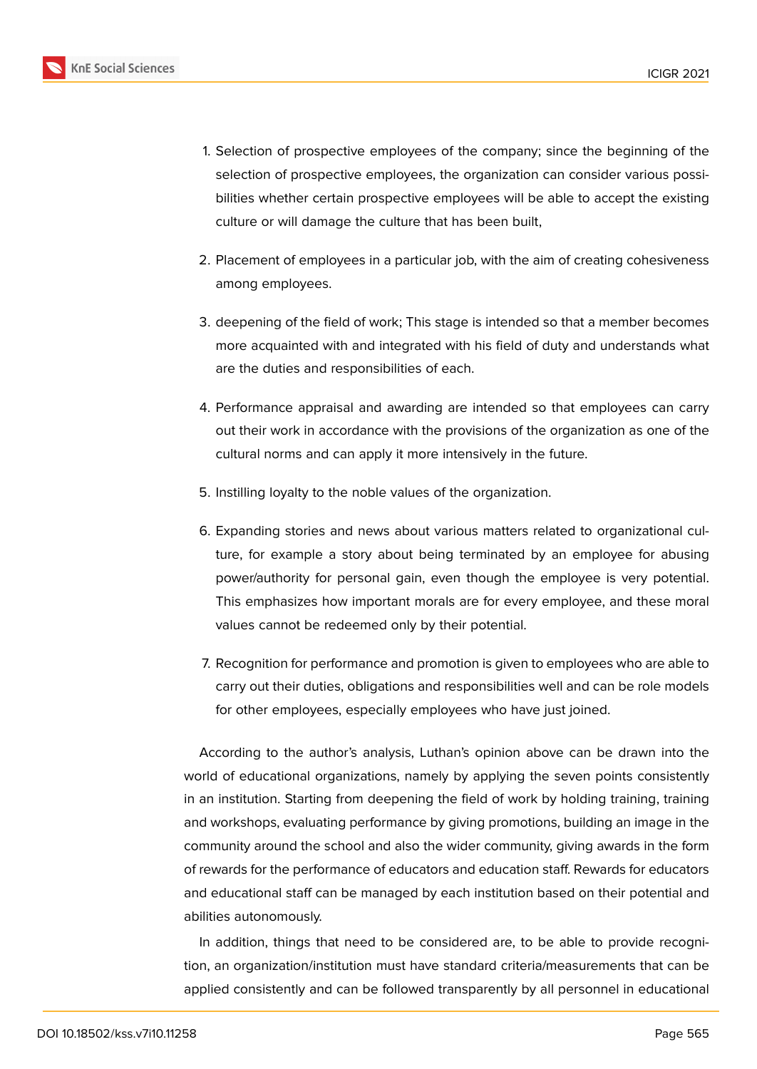1. Selection of prospective employees of the company; since the beginning of the selection of prospective employees, the organization can consider various possibilities whether certain prospective employees will be able to accept the existing culture or will damage the culture that has been built,
2. Placement of employees in a particular job, with the aim of creating cohesiveness among employees.
3. deepening of the field of work; This stage is intended so that a member becomes more acquainted with and integrated with his field of duty and understands what are the duties and responsibilities of each.
4. Performance appraisal and awarding are intended so that employees can carry out their work in accordance with the provisions of the organization as one of the cultural norms and can apply it more intensively in the future.
5. Instilling loyalty to the noble values of the organization.
6. Expanding stories and news about various matters related to organizational culture, for example a story about being terminated by an employee for abusing power/authority for personal gain, even though the employee is very potential. This emphasizes how important morals are for every employee, and these moral values cannot be redeemed only by their potential.
7. Recognition for performance and promotion is given to employees who are able to carry out their duties, obligations and responsibilities well and can be role models for other employees, especially employees who have just joined.

According to the author's analysis, Luthan's opinion above can be drawn into the world of educational organizations, namely by applying the seven points consistently in an institution. Starting from deepening the field of work by holding training, training and workshops, evaluating performance by giving promotions, building an image in the community around the school and also the wider community, giving awards in the form of rewards for the performance of educators and education staff. Rewards for educators and educational staff can be managed by each institution based on their potential and abilities autonomously.

In addition, things that need to be considered are, to be able to provide recognition, an organization/institution must have standard criteria/measurements that can be applied consistently and can be followed transparently by all personnel in educational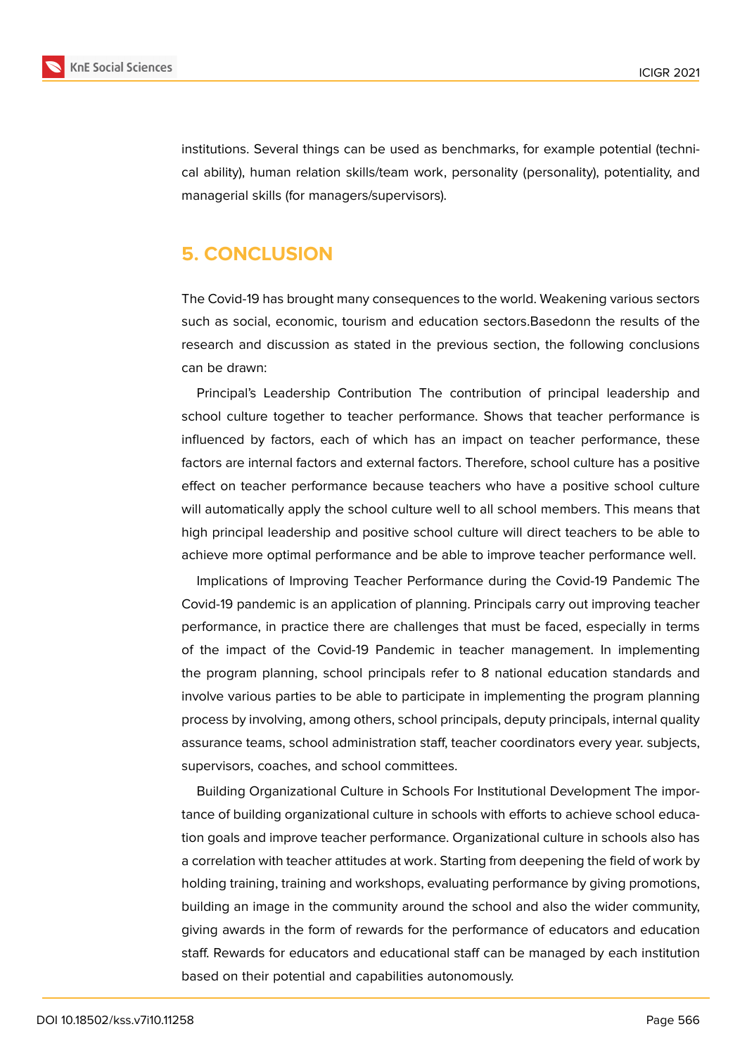institutions. Several things can be used as benchmarks, for example potential (technical ability), human relation skills/team work, personality (personality), potentiality, and managerial skills (for managers/supervisors).

## 5. CONCLUSION

The Covid-19 has brought many consequences to the world. Weakening various sectors such as social, economic, tourism and education sectors.Basedonn the results of the research and discussion as stated in the previous section, the following conclusions can be drawn:

Principal's Leadership Contribution The contribution of principal leadership and school culture together to teacher performance. Shows that teacher performance is influenced by factors, each of which has an impact on teacher performance, these factors are internal factors and external factors. Therefore, school culture has a positive effect on teacher performance because teachers who have a positive school culture will automatically apply the school culture well to all school members. This means that high principal leadership and positive school culture will direct teachers to be able to achieve more optimal performance and be able to improve teacher performance well.

Implications of Improving Teacher Performance during the Covid-19 Pandemic The Covid-19 pandemic is an application of planning. Principals carry out improving teacher performance, in practice there are challenges that must be faced, especially in terms of the impact of the Covid-19 Pandemic in teacher management. In implementing the program planning, school principals refer to 8 national education standards and involve various parties to be able to participate in implementing the program planning process by involving, among others, school principals, deputy principals, internal quality assurance teams, school administration staff, teacher coordinators every year. subjects, supervisors, coaches, and school committees.

Building Organizational Culture in Schools For Institutional Development The importance of building organizational culture in schools with efforts to achieve school education goals and improve teacher performance. Organizational culture in schools also has a correlation with teacher attitudes at work. Starting from deepening the field of work by holding training, training and workshops, evaluating performance by giving promotions, building an image in the community around the school and also the wider community, giving awards in the form of rewards for the performance of educators and education staff. Rewards for educators and educational staff can be managed by each institution based on their potential and capabilities autonomously.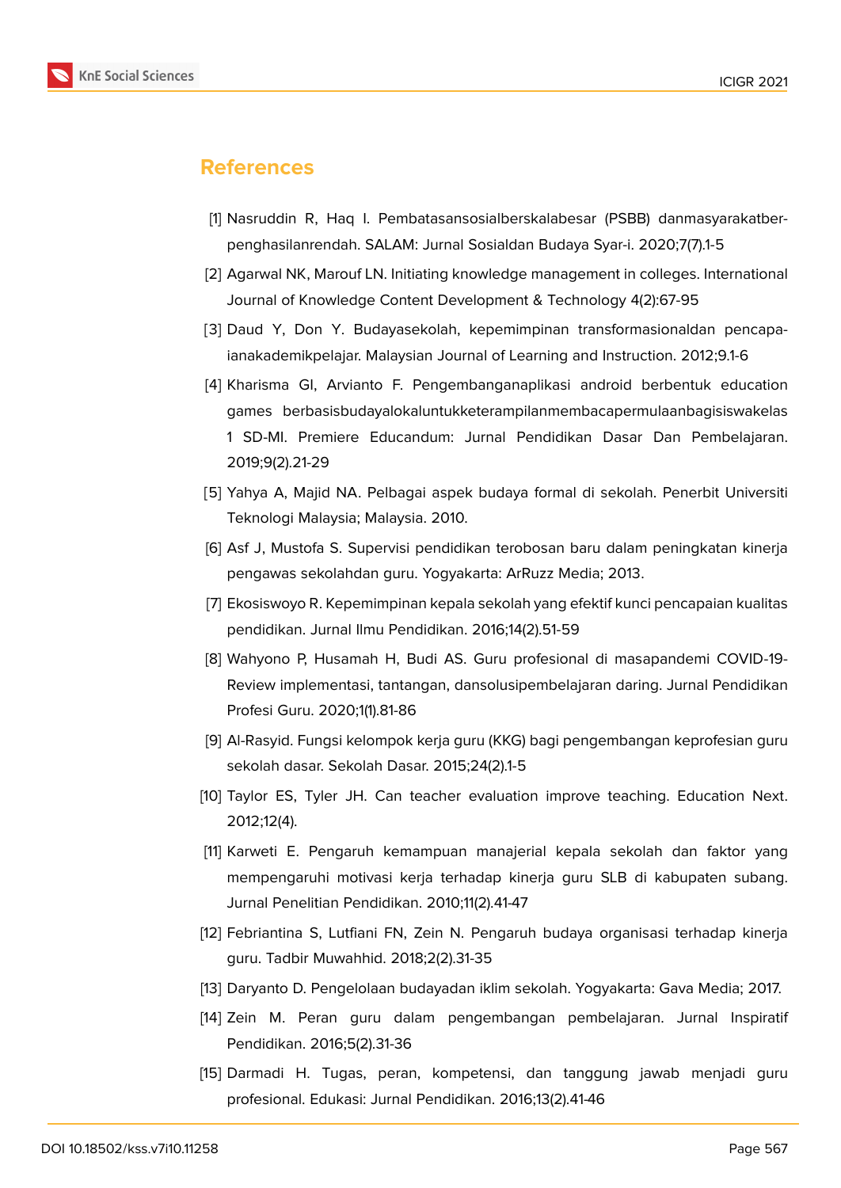## References

[1] Nasruddin R, Haq I. Pembatasansosialberskalabesar (PSBB) danmasyarakatberpenghasilanrendah. SALAM: Jurnal Sosialdan Budaya Syar-i. 2020;7(7).1-5

[2] Agarwal NK, Marouf LN. Initiating knowledge management in colleges. International Journal of Knowledge Content Development & Technology 4(2):67-95

[3] Daud Y, Don Y. Budayasekolah, kepemimpinan transformasionaldan pencapaianakademikpelajar. Malaysian Journal of Learning and Instruction. 2012;9.1-6

[4] Kharisma GI, Arvianto F. Pengembanganaplikasi android berbentuk education games berbasisbudayalokaluntukketerampilanmembacapermulaanbagisiswakelas 1 SD-MI. Premiere Educandum: Jurnal Pendidikan Dasar Dan Pembelajaran. 2019;9(2).21-29

[5] Yahya A, Majid NA. Pelbagai aspek budaya formal di sekolah. Penerbit Universiti Teknologi Malaysia; Malaysia. 2010.

[6] Asf J, Mustofa S. Supervisi pendidikan terobosan baru dalam peningkatan kinerja pengawas sekolahdan guru. Yogyakarta: ArRuzz Media; 2013.

[7] Ekosiswoyo R. Kepemimpinan kepala sekolah yang efektif kunci pencapaian kualitas pendidikan. Jurnal Ilmu Pendidikan. 2016;14(2).51-59

[8] Wahyono P, Husamah H, Budi AS. Guru profesional di masapandemi COVID-19- Review implementasi, tantangan, dansolusipembelajaran daring. Jurnal Pendidikan Profesi Guru. 2020;1(1).81-86

[9] Al-Rasyid. Fungsi kelompok kerja guru (KKG) bagi pengembangan keprofesian guru sekolah dasar. Sekolah Dasar. 2015;24(2).1-5

[10] Taylor ES, Tyler JH. Can teacher evaluation improve teaching. Education Next. 2012;12(4).

[11] Karweti E. Pengaruh kemampuan manajerial kepala sekolah dan faktor yang mempengaruhi motivasi kerja terhadap kinerja guru SLB di kabupaten subang. Jurnal Penelitian Pendidikan. 2010;11(2).41-47

[12] Febriantina S, Lutfiani FN, Zein N. Pengaruh budaya organisasi terhadap kinerja guru. Tadbir Muwahhid. 2018;2(2).31-35

[13] Daryanto D. Pengelolaan budayadan iklim sekolah. Yogyakarta: Gava Media; 2017.

[14] Zein M. Peran guru dalam pengembangan pembelajaran. Jurnal Inspiratif Pendidikan. 2016;5(2).31-36

[15] Darmadi H. Tugas, peran, kompetensi, dan tanggung jawab menjadi guru profesional. Edukasi: Jurnal Pendidikan. 2016;13(2).41-46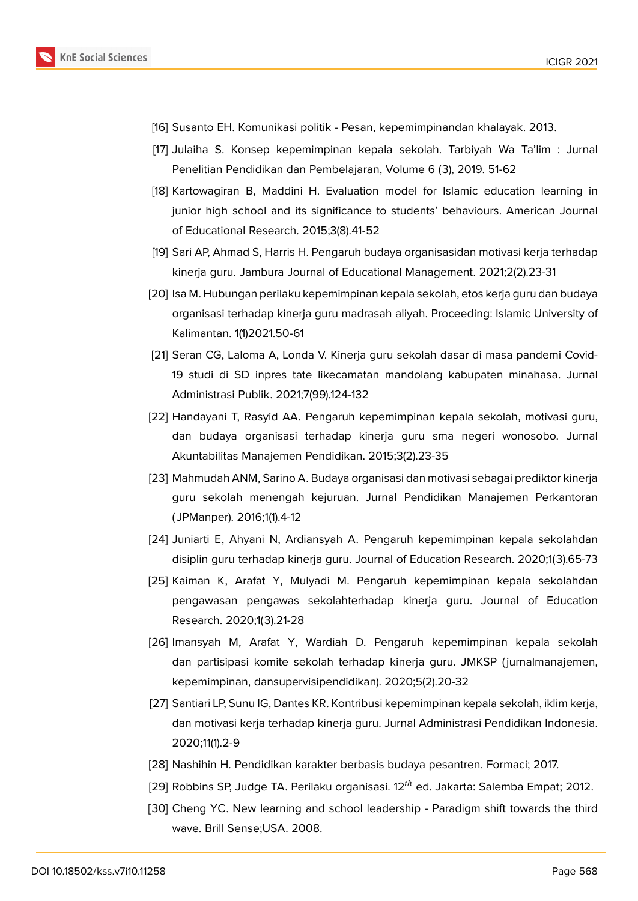[16] Susanto EH. Komunikasi politik - Pesan, kepemimpinandan khalayak. 2013.

[17] Julaiha S. Konsep kepemimpinan kepala sekolah. Tarbiyah Wa Ta'lim : Jurnal Penelitian Pendidikan dan Pembelajaran, Volume 6 (3), 2019. 51-62

[18] Kartowagiran B, Maddini H. Evaluation model for Islamic education learning in junior high school and its significance to students' behaviours. American Journal of Educational Research. 2015;3(8).41-52

[19] Sari AP, Ahmad S, Harris H. Pengaruh budaya organisasidan motivasi kerja terhadap kinerja guru. Jambura Journal of Educational Management. 2021;2(2).23-31

[20] Isa M. Hubungan perilaku kepemimpinan kepala sekolah, etos kerja guru dan budaya organisasi terhadap kinerja guru madrasah aliyah. Proceeding: Islamic University of Kalimantan. 1(1)2021.50-61

[21] Seran CG, Laloma A, Londa V. Kinerja guru sekolah dasar di masa pandemi Covid-19 studi di SD inpres tate likecamatan mandolang kabupaten minahasa. Jurnal Administrasi Publik. 2021;7(99).124-132

[22] Handayani T, Rasyid AA. Pengaruh kepemimpinan kepala sekolah, motivasi guru, dan budaya organisasi terhadap kinerja guru sma negeri wonosobo. Jurnal Akuntabilitas Manajemen Pendidikan. 2015;3(2).23-35

[23] Mahmudah ANM, Sarino A. Budaya organisasi dan motivasi sebagai prediktor kinerja guru sekolah menengah kejuruan. Jurnal Pendidikan Manajemen Perkantoran (JPManper). 2016;1(1).4-12

[24] Juniarti E, Ahyani N, Ardiansyah A. Pengaruh kepemimpinan kepala sekolahdan disiplin guru terhadap kinerja guru. Journal of Education Research. 2020;1(3).65-73

[25] Kaiman K, Arafat Y, Mulyadi M. Pengaruh kepemimpinan kepala sekolahdan pengawasan pengawas sekolahterhadap kinerja guru. Journal of Education Research. 2020;1(3).21-28

[26] Imansyah M, Arafat Y, Wardiah D. Pengaruh kepemimpinan kepala sekolah dan partisipasi komite sekolah terhadap kinerja guru. JMKSP (jurnalmanajemen, kepemimpinan, dansupervisipendidikan). 2020;5(2).20-32

[27] Santiari LP, Sunu IG, Dantes KR. Kontribusi kepemimpinan kepala sekolah, iklim kerja, dan motivasi kerja terhadap kinerja guru. Jurnal Administrasi Pendidikan Indonesia. 2020;11(1).2-9

[28] Nashihin H. Pendidikan karakter berbasis budaya pesantren. Formaci; 2017.

[29] Robbins SP, Judge TA. Perilaku organisasi. 12$^{th}$ ed. Jakarta: Salemba Empat; 2012.

[30] Cheng YC. New learning and school leadership - Paradigm shift towards the third wave. Brill Sense;USA. 2008.